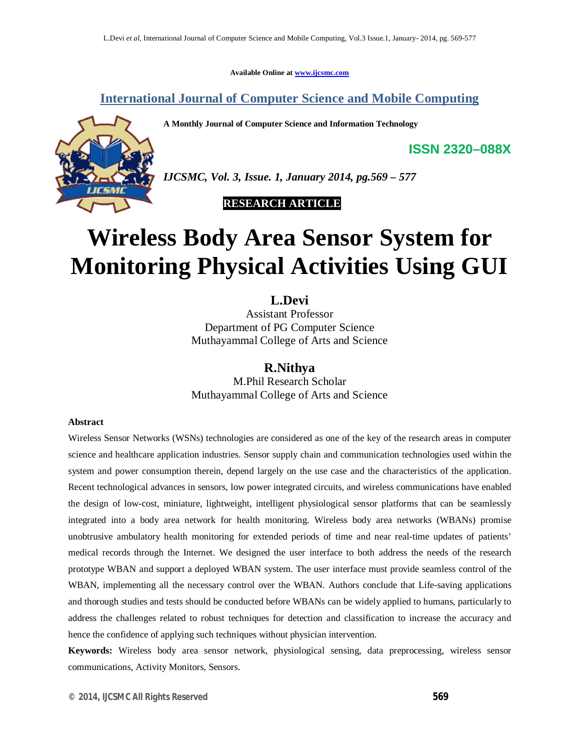Available Online at www.ijcsmc.com

## International Journal of Computer Science and Mobile Computing

**A Monthly Journal of Computer Science and Information Technology**

**ISSN 2320–088X**

***IJCSMC, Vol. 3, Issue. 1, January 2014, pg.569 – 577***

**RESEARCH ARTICLE**

# Wireless Body Area Sensor System for Monitoring Physical Activities Using GUI

**L.Devi**
Assistant Professor
Department of PG Computer Science
Muthayammal College of Arts and Science

**R.Nithya**
M.Phil Research Scholar
Muthayammal College of Arts and Science

**Abstract**

Wireless Sensor Networks (WSNs) technologies are considered as one of the key of the research areas in computer science and healthcare application industries. Sensor supply chain and communication technologies used within the system and power consumption therein, depend largely on the use case and the characteristics of the application. Recent technological advances in sensors, low power integrated circuits, and wireless communications have enabled the design of low-cost, miniature, lightweight, intelligent physiological sensor platforms that can be seamlessly integrated into a body area network for health monitoring. Wireless body area networks (WBANs) promise unobtrusive ambulatory health monitoring for extended periods of time and near real-time updates of patients' medical records through the Internet. We designed the user interface to both address the needs of the research prototype WBAN and support a deployed WBAN system. The user interface must provide seamless control of the WBAN, implementing all the necessary control over the WBAN. Authors conclude that Life-saving applications and thorough studies and tests should be conducted before WBANs can be widely applied to humans, particularly to address the challenges related to robust techniques for detection and classification to increase the accuracy and hence the confidence of applying such techniques without physician intervention.

**Keywords:** Wireless body area sensor network, physiological sensing, data preprocessing, wireless sensor communications, Activity Monitors, Sensors.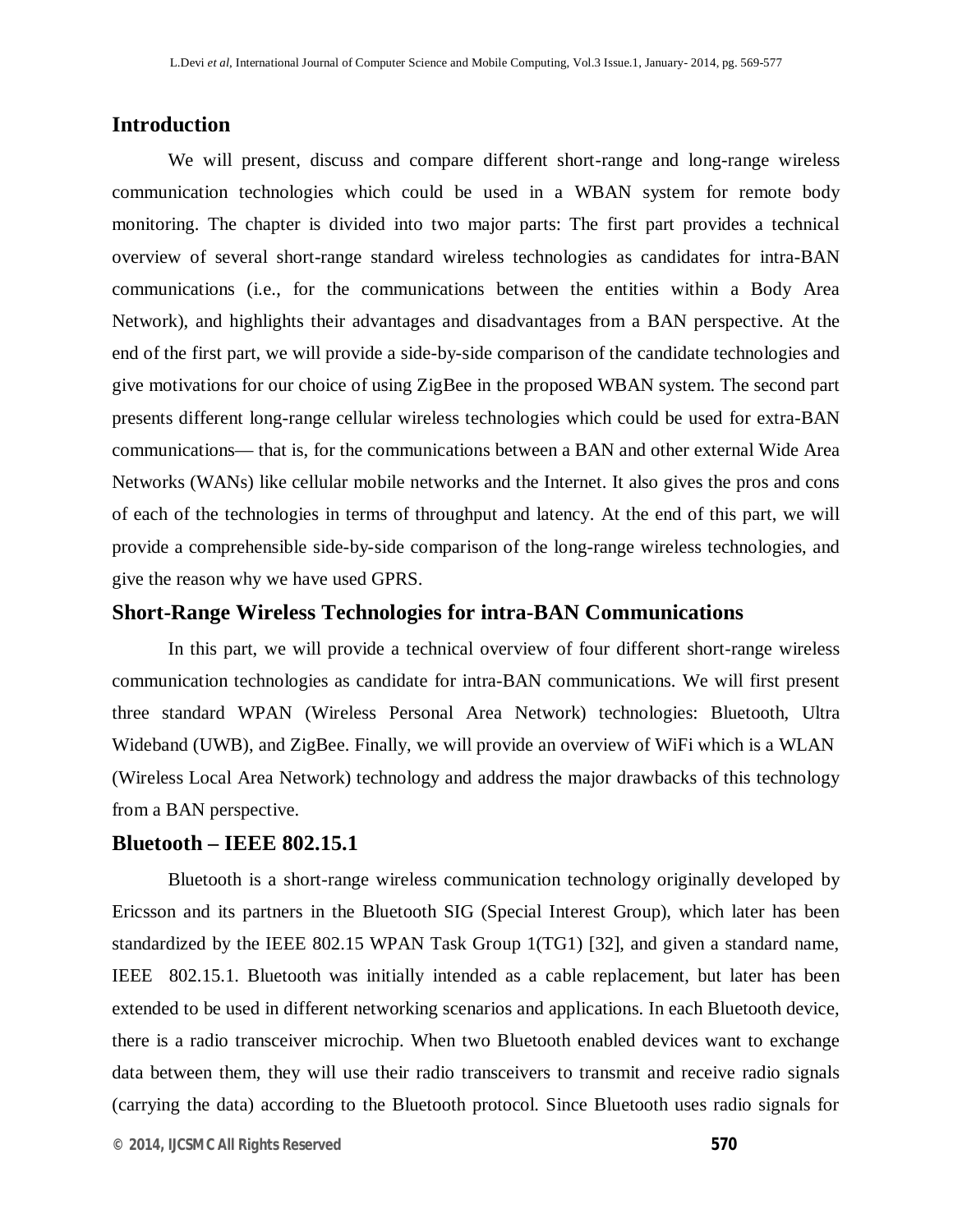## Introduction

We will present, discuss and compare different short-range and long-range wireless communication technologies which could be used in a WBAN system for remote body monitoring. The chapter is divided into two major parts: The first part provides a technical overview of several short-range standard wireless technologies as candidates for intra-BAN communications (i.e., for the communications between the entities within a Body Area Network), and highlights their advantages and disadvantages from a BAN perspective. At the end of the first part, we will provide a side-by-side comparison of the candidate technologies and give motivations for our choice of using ZigBee in the proposed WBAN system. The second part presents different long-range cellular wireless technologies which could be used for extra-BAN communications— that is, for the communications between a BAN and other external Wide Area Networks (WANs) like cellular mobile networks and the Internet. It also gives the pros and cons of each of the technologies in terms of throughput and latency. At the end of this part, we will provide a comprehensible side-by-side comparison of the long-range wireless technologies, and give the reason why we have used GPRS.

## Short-Range Wireless Technologies for intra-BAN Communications

In this part, we will provide a technical overview of four different short-range wireless communication technologies as candidate for intra-BAN communications. We will first present three standard WPAN (Wireless Personal Area Network) technologies: Bluetooth, Ultra Wideband (UWB), and ZigBee. Finally, we will provide an overview of WiFi which is a WLAN (Wireless Local Area Network) technology and address the major drawbacks of this technology from a BAN perspective.

## Bluetooth – IEEE 802.15.1

Bluetooth is a short-range wireless communication technology originally developed by Ericsson and its partners in the Bluetooth SIG (Special Interest Group), which later has been standardized by the IEEE 802.15 WPAN Task Group 1(TG1) [32], and given a standard name, IEEE 802.15.1. Bluetooth was initially intended as a cable replacement, but later has been extended to be used in different networking scenarios and applications. In each Bluetooth device, there is a radio transceiver microchip. When two Bluetooth enabled devices want to exchange data between them, they will use their radio transceivers to transmit and receive radio signals (carrying the data) according to the Bluetooth protocol. Since Bluetooth uses radio signals for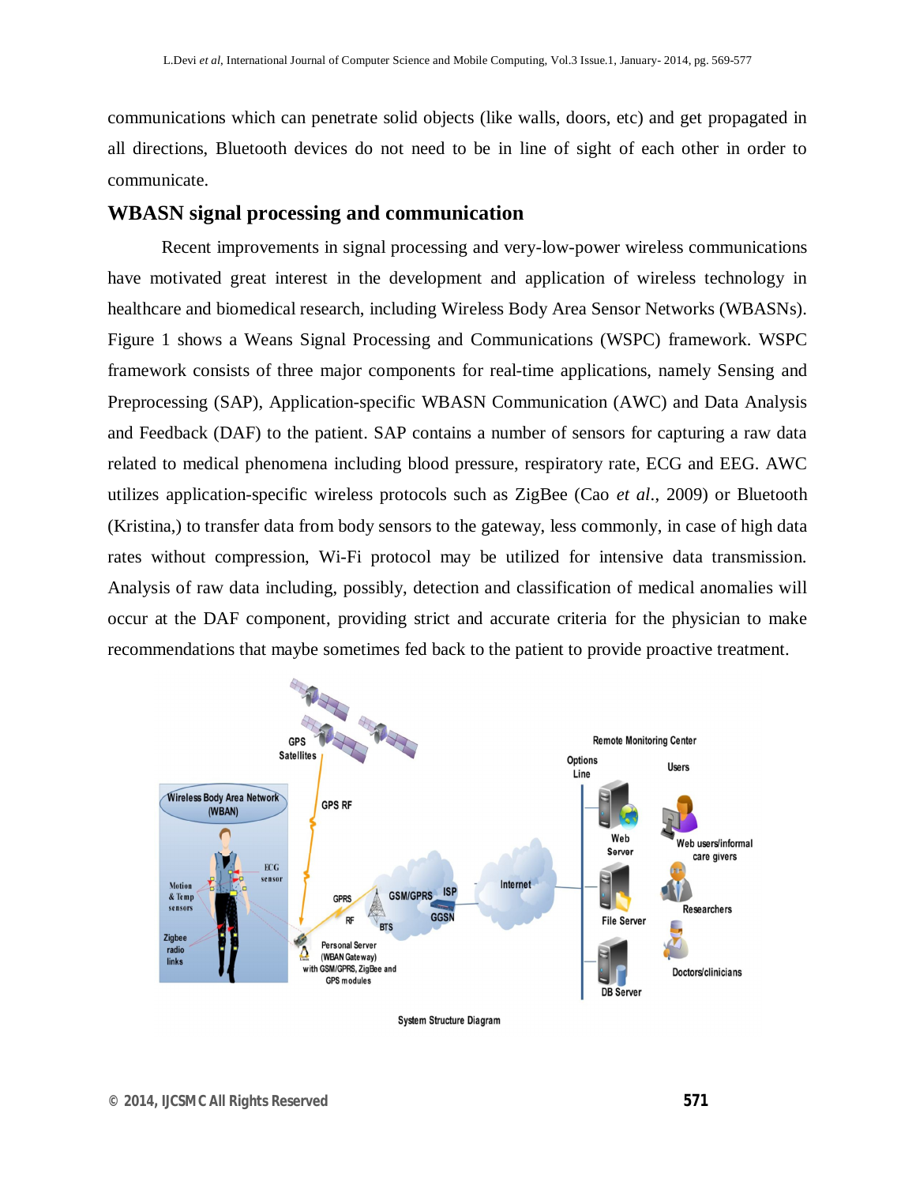communications which can penetrate solid objects (like walls, doors, etc) and get propagated in all directions, Bluetooth devices do not need to be in line of sight of each other in order to communicate.

## WBASN signal processing and communication

Recent improvements in signal processing and very-low-power wireless communications have motivated great interest in the development and application of wireless technology in healthcare and biomedical research, including Wireless Body Area Sensor Networks (WBASNs). Figure 1 shows a Weans Signal Processing and Communications (WSPC) framework. WSPC framework consists of three major components for real-time applications, namely Sensing and Preprocessing (SAP), Application-specific WBASN Communication (AWC) and Data Analysis and Feedback (DAF) to the patient. SAP contains a number of sensors for capturing a raw data related to medical phenomena including blood pressure, respiratory rate, ECG and EEG. AWC utilizes application-specific wireless protocols such as ZigBee (Cao *et al*., 2009) or Bluetooth (Kristina,) to transfer data from body sensors to the gateway, less commonly, in case of high data rates without compression, Wi-Fi protocol may be utilized for intensive data transmission. Analysis of raw data including, possibly, detection and classification of medical anomalies will occur at the DAF component, providing strict and accurate criteria for the physician to make recommendations that maybe sometimes fed back to the patient to provide proactive treatment.

System Structure Diagram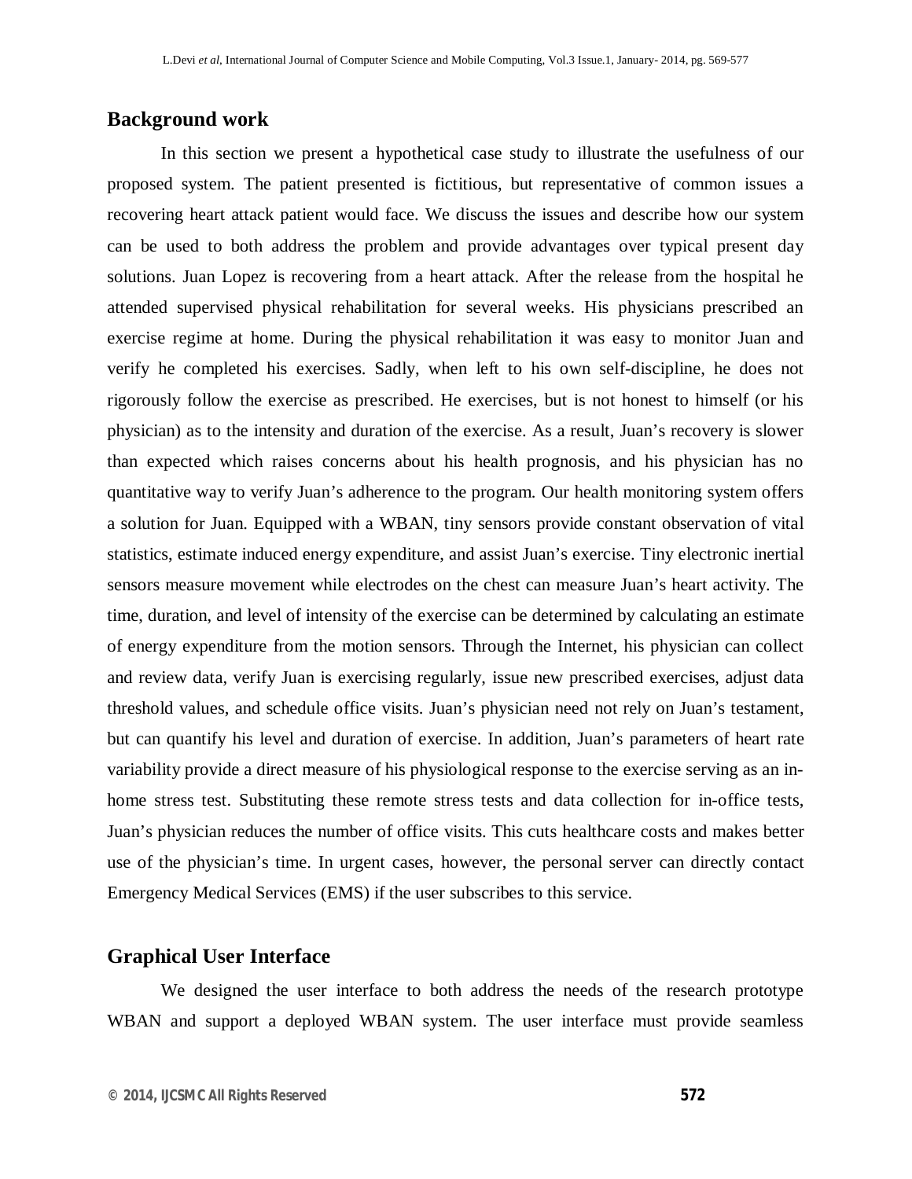## Background work

In this section we present a hypothetical case study to illustrate the usefulness of our proposed system. The patient presented is fictitious, but representative of common issues a recovering heart attack patient would face. We discuss the issues and describe how our system can be used to both address the problem and provide advantages over typical present day solutions. Juan Lopez is recovering from a heart attack. After the release from the hospital he attended supervised physical rehabilitation for several weeks. His physicians prescribed an exercise regime at home. During the physical rehabilitation it was easy to monitor Juan and verify he completed his exercises. Sadly, when left to his own self-discipline, he does not rigorously follow the exercise as prescribed. He exercises, but is not honest to himself (or his physician) as to the intensity and duration of the exercise. As a result, Juan's recovery is slower than expected which raises concerns about his health prognosis, and his physician has no quantitative way to verify Juan's adherence to the program. Our health monitoring system offers a solution for Juan. Equipped with a WBAN, tiny sensors provide constant observation of vital statistics, estimate induced energy expenditure, and assist Juan's exercise. Tiny electronic inertial sensors measure movement while electrodes on the chest can measure Juan's heart activity. The time, duration, and level of intensity of the exercise can be determined by calculating an estimate of energy expenditure from the motion sensors. Through the Internet, his physician can collect and review data, verify Juan is exercising regularly, issue new prescribed exercises, adjust data threshold values, and schedule office visits. Juan's physician need not rely on Juan's testament, but can quantify his level and duration of exercise. In addition, Juan's parameters of heart rate variability provide a direct measure of his physiological response to the exercise serving as an in-home stress test. Substituting these remote stress tests and data collection for in-office tests, Juan's physician reduces the number of office visits. This cuts healthcare costs and makes better use of the physician's time. In urgent cases, however, the personal server can directly contact Emergency Medical Services (EMS) if the user subscribes to this service.

## Graphical User Interface

We designed the user interface to both address the needs of the research prototype WBAN and support a deployed WBAN system. The user interface must provide seamless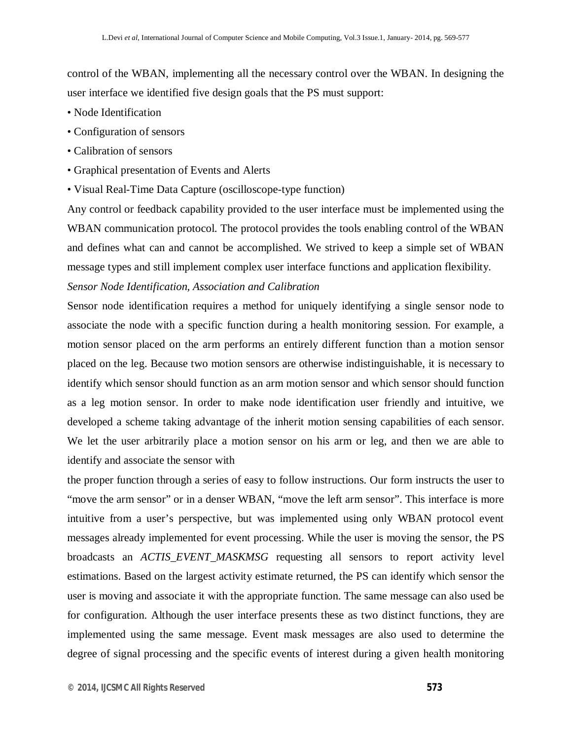control of the WBAN, implementing all the necessary control over the WBAN. In designing the user interface we identified five design goals that the PS must support:

- Node Identification
- Configuration of sensors
- Calibration of sensors
- Graphical presentation of Events and Alerts
- Visual Real-Time Data Capture (oscilloscope-type function)

Any control or feedback capability provided to the user interface must be implemented using the WBAN communication protocol. The protocol provides the tools enabling control of the WBAN and defines what can and cannot be accomplished. We strived to keep a simple set of WBAN message types and still implement complex user interface functions and application flexibility.

*Sensor Node Identification, Association and Calibration*

Sensor node identification requires a method for uniquely identifying a single sensor node to associate the node with a specific function during a health monitoring session. For example, a motion sensor placed on the arm performs an entirely different function than a motion sensor placed on the leg. Because two motion sensors are otherwise indistinguishable, it is necessary to identify which sensor should function as an arm motion sensor and which sensor should function as a leg motion sensor. In order to make node identification user friendly and intuitive, we developed a scheme taking advantage of the inherit motion sensing capabilities of each sensor. We let the user arbitrarily place a motion sensor on his arm or leg, and then we are able to identify and associate the sensor with

the proper function through a series of easy to follow instructions. Our form instructs the user to “move the arm sensor” or in a denser WBAN, “move the left arm sensor”. This interface is more intuitive from a user’s perspective, but was implemented using only WBAN protocol event messages already implemented for event processing. While the user is moving the sensor, the PS broadcasts an *ACTIS_EVENT_MASKMSG* requesting all sensors to report activity level estimations. Based on the largest activity estimate returned, the PS can identify which sensor the user is moving and associate it with the appropriate function. The same message can also used be for configuration. Although the user interface presents these as two distinct functions, they are implemented using the same message. Event mask messages are also used to determine the degree of signal processing and the specific events of interest during a given health monitoring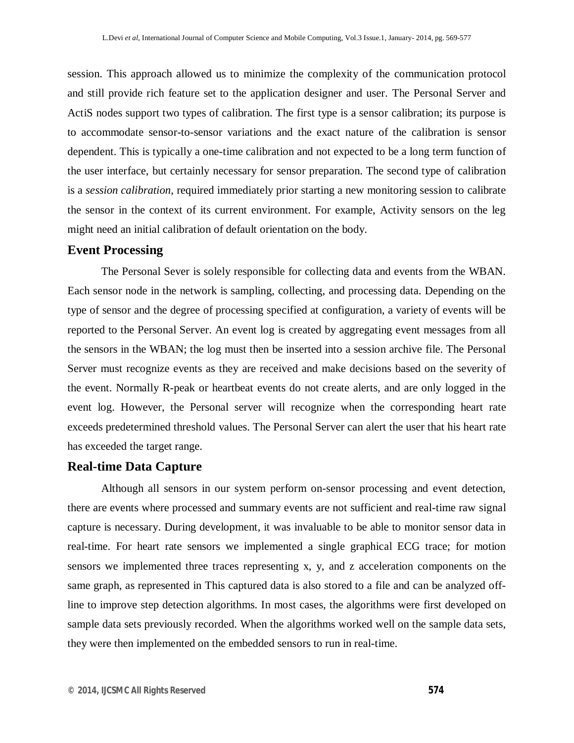session. This approach allowed us to minimize the complexity of the communication protocol and still provide rich feature set to the application designer and user. The Personal Server and ActiS nodes support two types of calibration. The first type is a sensor calibration; its purpose is to accommodate sensor-to-sensor variations and the exact nature of the calibration is sensor dependent. This is typically a one-time calibration and not expected to be a long term function of the user interface, but certainly necessary for sensor preparation. The second type of calibration is a *session calibration*, required immediately prior starting a new monitoring session to calibrate the sensor in the context of its current environment. For example, Activity sensors on the leg might need an initial calibration of default orientation on the body.

## Event Processing

The Personal Sever is solely responsible for collecting data and events from the WBAN. Each sensor node in the network is sampling, collecting, and processing data. Depending on the type of sensor and the degree of processing specified at configuration, a variety of events will be reported to the Personal Server. An event log is created by aggregating event messages from all the sensors in the WBAN; the log must then be inserted into a session archive file. The Personal Server must recognize events as they are received and make decisions based on the severity of the event. Normally R-peak or heartbeat events do not create alerts, and are only logged in the event log. However, the Personal server will recognize when the corresponding heart rate exceeds predetermined threshold values. The Personal Server can alert the user that his heart rate has exceeded the target range.

## Real-time Data Capture

Although all sensors in our system perform on-sensor processing and event detection, there are events where processed and summary events are not sufficient and real-time raw signal capture is necessary. During development, it was invaluable to be able to monitor sensor data in real-time. For heart rate sensors we implemented a single graphical ECG trace; for motion sensors we implemented three traces representing x, y, and z acceleration components on the same graph, as represented in This captured data is also stored to a file and can be analyzed off-line to improve step detection algorithms. In most cases, the algorithms were first developed on sample data sets previously recorded. When the algorithms worked well on the sample data sets, they were then implemented on the embedded sensors to run in real-time.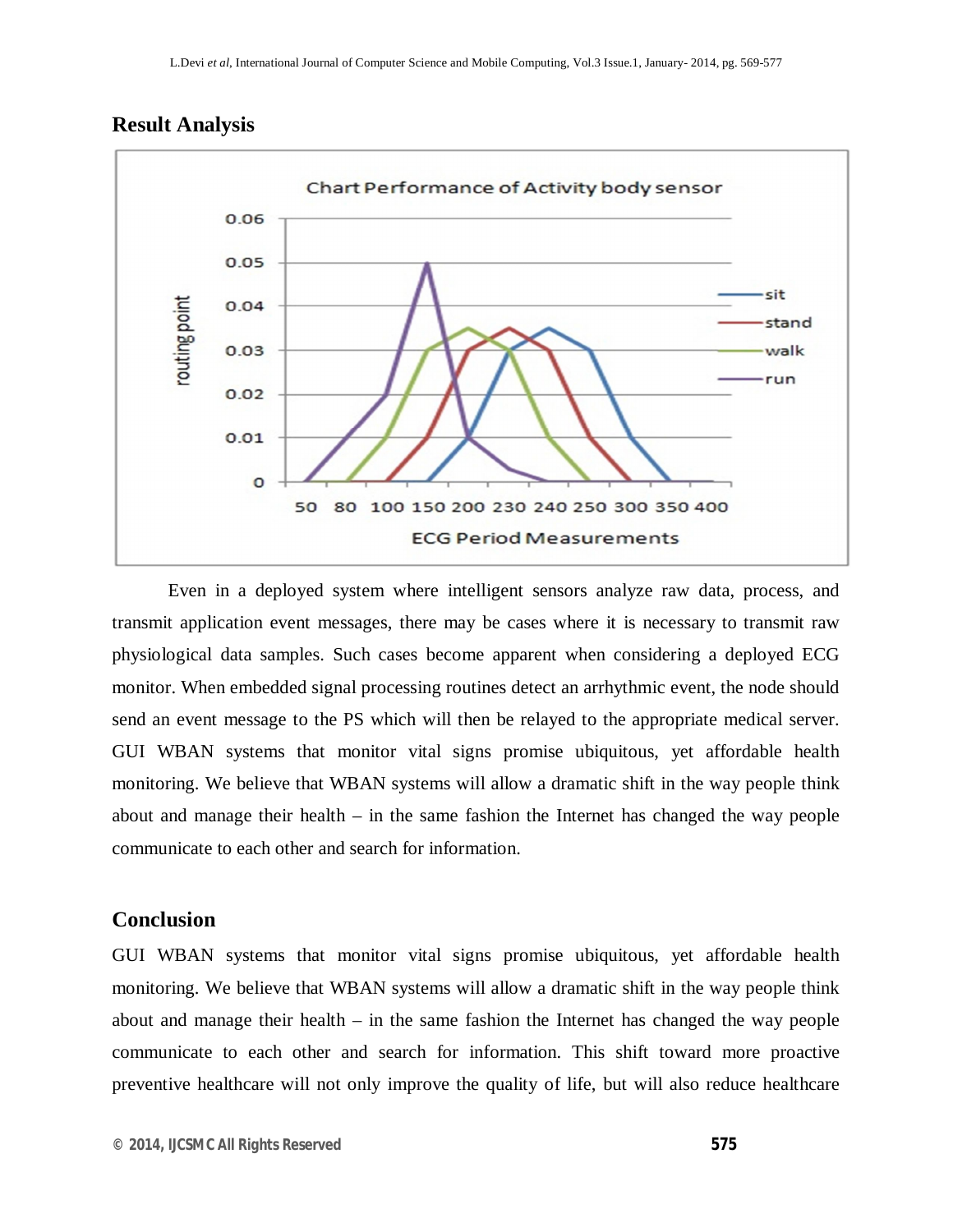## Result Analysis

Even in a deployed system where intelligent sensors analyze raw data, process, and transmit application event messages, there may be cases where it is necessary to transmit raw physiological data samples. Such cases become apparent when considering a deployed ECG monitor. When embedded signal processing routines detect an arrhythmic event, the node should send an event message to the PS which will then be relayed to the appropriate medical server. GUI WBAN systems that monitor vital signs promise ubiquitous, yet affordable health monitoring. We believe that WBAN systems will allow a dramatic shift in the way people think about and manage their health – in the same fashion the Internet has changed the way people communicate to each other and search for information.

## Conclusion

GUI WBAN systems that monitor vital signs promise ubiquitous, yet affordable health monitoring. We believe that WBAN systems will allow a dramatic shift in the way people think about and manage their health – in the same fashion the Internet has changed the way people communicate to each other and search for information. This shift toward more proactive preventive healthcare will not only improve the quality of life, but will also reduce healthcare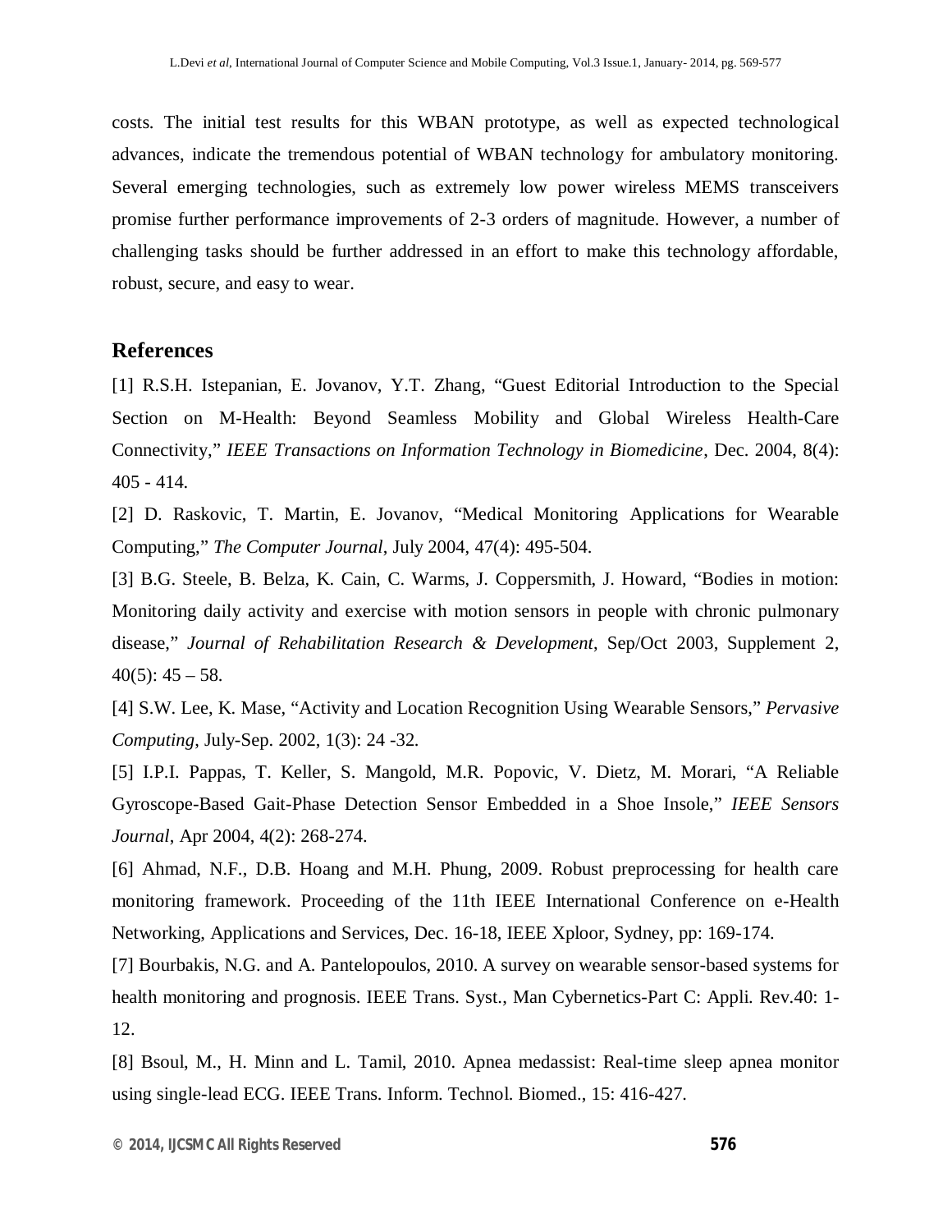costs. The initial test results for this WBAN prototype, as well as expected technological advances, indicate the tremendous potential of WBAN technology for ambulatory monitoring. Several emerging technologies, such as extremely low power wireless MEMS transceivers promise further performance improvements of 2-3 orders of magnitude. However, a number of challenging tasks should be further addressed in an effort to make this technology affordable, robust, secure, and easy to wear.

## References

[1] R.S.H. Istepanian, E. Jovanov, Y.T. Zhang, "Guest Editorial Introduction to the Special Section on M-Health: Beyond Seamless Mobility and Global Wireless Health-Care Connectivity," *IEEE Transactions on Information Technology in Biomedicine*, Dec. 2004, 8(4): 405 - 414.

[2] D. Raskovic, T. Martin, E. Jovanov, "Medical Monitoring Applications for Wearable Computing," *The Computer Journal*, July 2004, 47(4): 495-504.

[3] B.G. Steele, B. Belza, K. Cain, C. Warms, J. Coppersmith, J. Howard, "Bodies in motion: Monitoring daily activity and exercise with motion sensors in people with chronic pulmonary disease," *Journal of Rehabilitation Research & Development*, Sep/Oct 2003, Supplement 2, 40(5): 45 – 58.

[4] S.W. Lee, K. Mase, "Activity and Location Recognition Using Wearable Sensors," *Pervasive Computing*, July-Sep. 2002, 1(3): 24 -32.

[5] I.P.I. Pappas, T. Keller, S. Mangold, M.R. Popovic, V. Dietz, M. Morari, "A Reliable Gyroscope-Based Gait-Phase Detection Sensor Embedded in a Shoe Insole," *IEEE Sensors Journal*, Apr 2004, 4(2): 268-274.

[6] Ahmad, N.F., D.B. Hoang and M.H. Phung, 2009. Robust preprocessing for health care monitoring framework. Proceeding of the 11th IEEE International Conference on e-Health Networking, Applications and Services, Dec. 16-18, IEEE Xploor, Sydney, pp: 169-174.

[7] Bourbakis, N.G. and A. Pantelopoulos, 2010. A survey on wearable sensor-based systems for health monitoring and prognosis. IEEE Trans. Syst., Man Cybernetics-Part C: Appli. Rev.40: 1-12.

[8] Bsoul, M., H. Minn and L. Tamil, 2010. Apnea medassist: Real-time sleep apnea monitor using single-lead ECG. IEEE Trans. Inform. Technol. Biomed., 15: 416-427.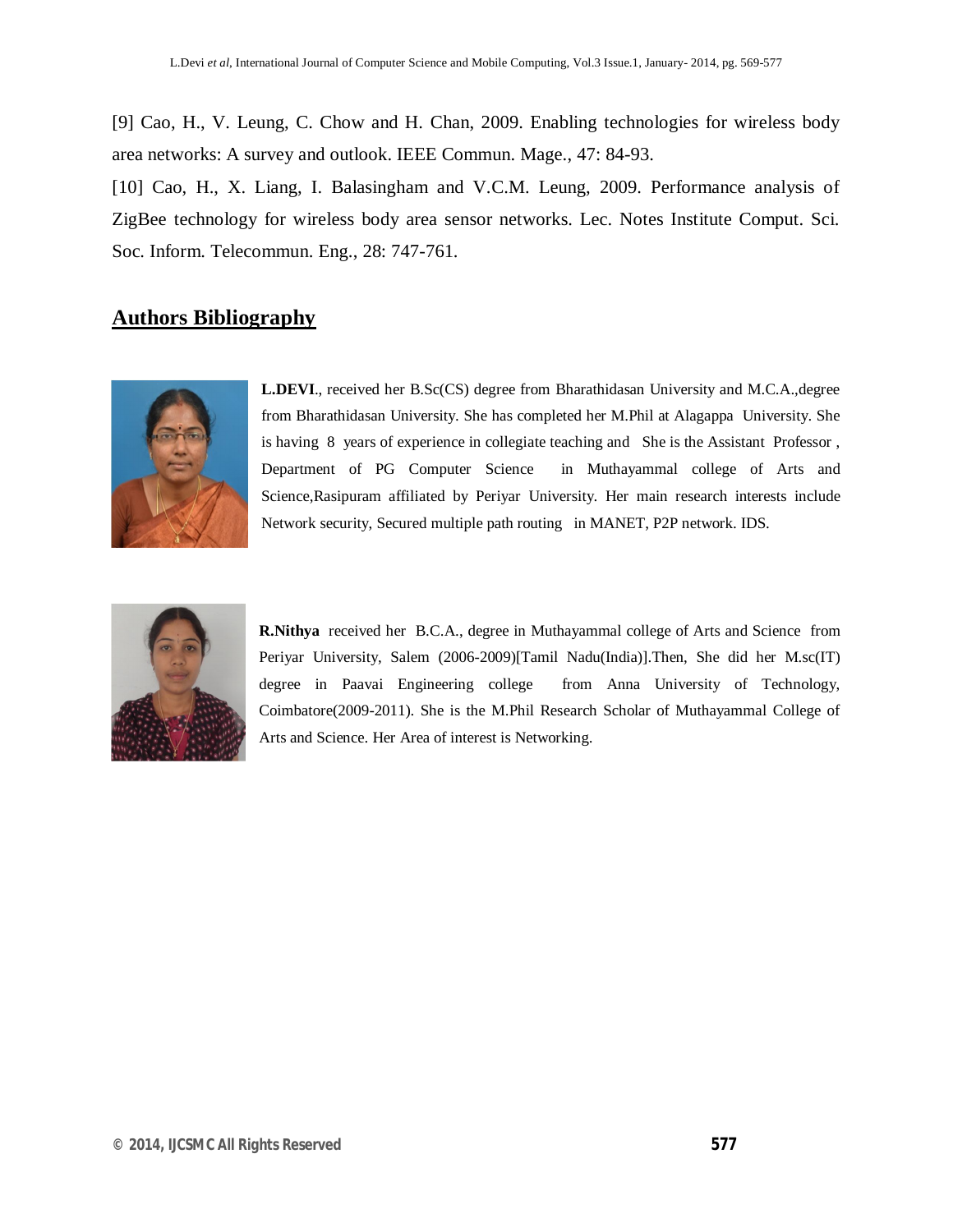[9] Cao, H., V. Leung, C. Chow and H. Chan, 2009. Enabling technologies for wireless body area networks: A survey and outlook. IEEE Commun. Mage., 47: 84-93.

[10] Cao, H., X. Liang, I. Balasingham and V.C.M. Leung, 2009. Performance analysis of ZigBee technology for wireless body area sensor networks. Lec. Notes Institute Comput. Sci. Soc. Inform. Telecommun. Eng., 28: 747-761.

## Authors Bibliography

**L.DEVI**., received her B.Sc(CS) degree from Bharathidasan University and M.C.A.,degree from Bharathidasan University. She has completed her M.Phil at Alagappa University. She is having 8 years of experience in collegiate teaching and She is the Assistant Professor , Department of PG Computer Science in Muthayammal college of Arts and Science,Rasipuram affiliated by Periyar University. Her main research interests include Network security, Secured multiple path routing in MANET, P2P network. IDS.

**R.Nithya** received her B.C.A., degree in Muthayammal college of Arts and Science from Periyar University, Salem (2006-2009)[Tamil Nadu(India)].Then, She did her M.sc(IT) degree in Paavai Engineering college from Anna University of Technology, Coimbatore(2009-2011). She is the M.Phil Research Scholar of Muthayammal College of Arts and Science. Her Area of interest is Networking.